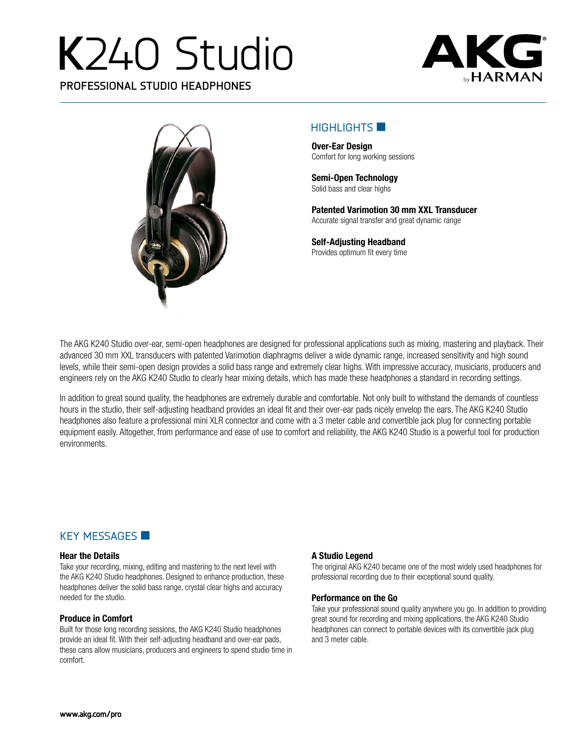# K240 Studio

PROFESSIONAL STUDIO HEADPHONES

## HIGHLIGHTS

**Over-Ear Design**
Comfort for long working sessions

**Semi-Open Technology**
Solid bass and clear highs

**Patented Varimotion 30 mm XXL Transducer**
Accurate signal transfer and great dynamic range

**Self-Adjusting Headband**
Provides optimum fit every time

The AKG K240 Studio over-ear, semi-open headphones are designed for professional applications such as mixing, mastering and playback. Their advanced 30 mm XXL transducers with patented Varimotion diaphragms deliver a wide dynamic range, increased sensitivity and high sound levels, while their semi-open design provides a solid bass range and extremely clear highs. With impressive accuracy, musicians, producers and engineers rely on the AKG K240 Studio to clearly hear mixing details, which has made these headphones a standard in recording settings.

In addition to great sound quality, the headphones are extremely durable and comfortable. Not only built to withstand the demands of countless hours in the studio, their self-adjusting headband provides an ideal fit and their over-ear pads nicely envelop the ears. The AKG K240 Studio headphones also feature a professional mini XLR connector and come with a 3 meter cable and convertible jack plug for connecting portable equipment easily. Altogether, from performance and ease of use to comfort and reliability, the AKG K240 Studio is a powerful tool for production environments.

## KEY MESSAGES

### Hear the Details
Take your recording, mixing, editing and mastering to the next level with the AKG K240 Studio headphones. Designed to enhance production, these headphones deliver the solid bass range, crystal clear highs and accuracy needed for the studio.

### Produce in Comfort
Built for those long recording sessions, the AKG K240 Studio headphones provide an ideal fit. With their self-adjusting headband and over-ear pads, these cans allow musicians, producers and engineers to spend studio time in comfort.

### A Studio Legend
The original AKG K240 became one of the most widely used headphones for professional recording due to their exceptional sound quality.

### Performance on the Go
Take your professional sound quality anywhere you go. In addition to providing great sound for recording and mixing applications, the AKG K240 Studio headphones can connect to portable devices with its convertible jack plug and 3 meter cable.

www.akg.com/pro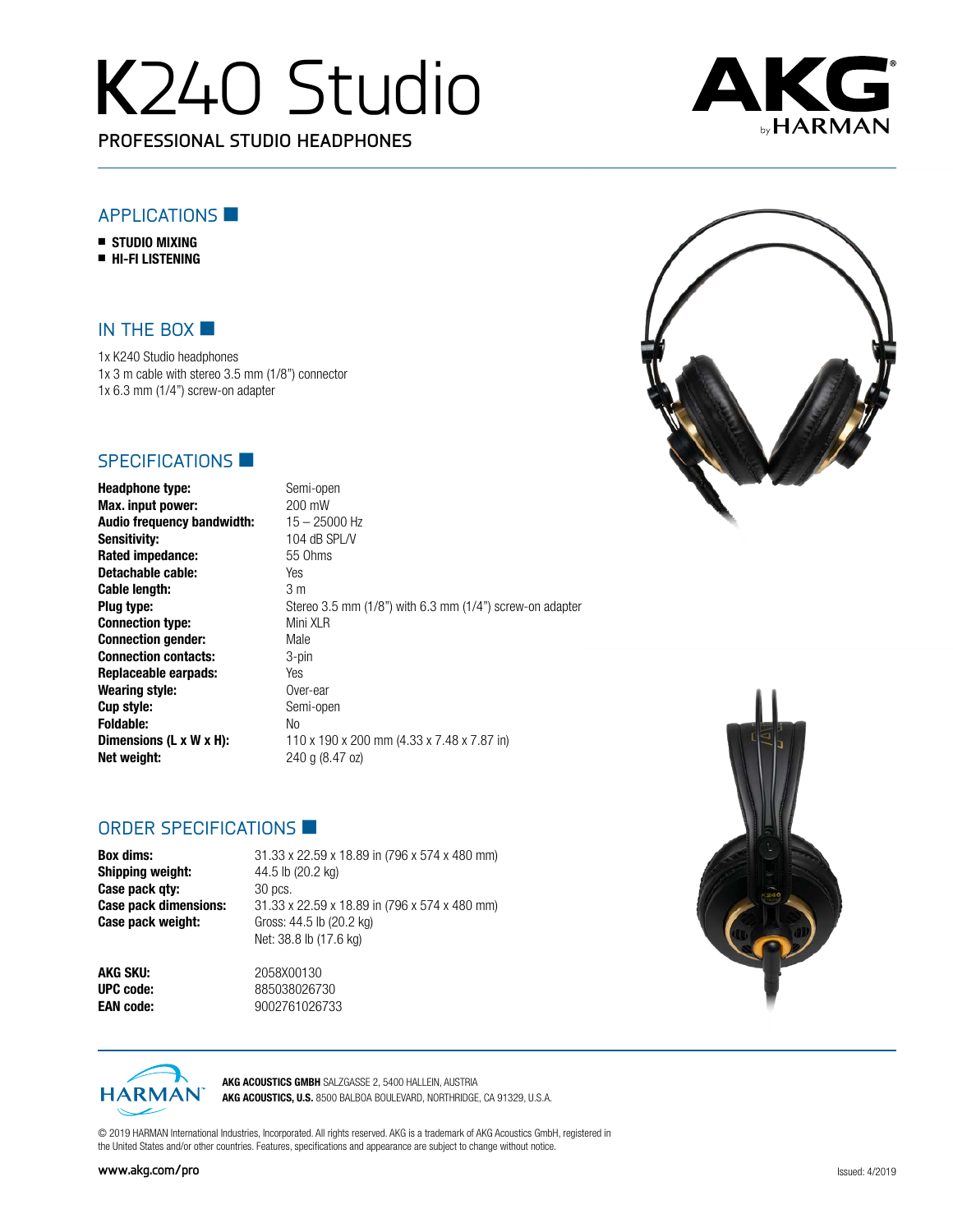# K240 Studio

PROFESSIONAL STUDIO HEADPHONES

AKG by HARMAN

## APPLICATIONS

- **STUDIO MIXING**
- **HI-FI LISTENING**

## IN THE BOX

1x K240 Studio headphones
1x 3 m cable with stereo 3.5 mm (1/8") connector
1x 6.3 mm (1/4") screw-on adapter

## SPECIFICATIONS

| | |
|---|---|
| **Headphone type:** | Semi-open |
| **Max. input power:** | 200 mW |
| **Audio frequency bandwidth:** | 15 – 25000 Hz |
| **Sensitivity:** | 104 dB SPL/V |
| **Rated impedance:** | 55 Ohms |
| **Detachable cable:** | Yes |
| **Cable length:** | 3 m |
| **Plug type:** | Stereo 3.5 mm (1/8") with 6.3 mm (1/4") screw-on adapter |
| **Connection type:** | Mini XLR |
| **Connection gender:** | Male |
| **Connection contacts:** | 3-pin |
| **Replaceable earpads:** | Yes |
| **Wearing style:** | Over-ear |
| **Cup style:** | Semi-open |
| **Foldable:** | No |
| **Dimensions (L x W x H):** | 110 x 190 x 200 mm (4.33 x 7.48 x 7.87 in) |
| **Net weight:** | 240 g (8.47 oz) |

## ORDER SPECIFICATIONS

| | |
|---|---|
| **Box dims:** | 31.33 x 22.59 x 18.89 in (796 x 574 x 480 mm) |
| **Shipping weight:** | 44.5 lb (20.2 kg) |
| **Case pack qty:** | 30 pcs. |
| **Case pack dimensions:** | 31.33 x 22.59 x 18.89 in (796 x 574 x 480 mm) |
| **Case pack weight:** | Gross: 44.5 lb (20.2 kg)<br>Net: 38.8 lb (17.6 kg) |

| | |
|---|---|
| **AKG SKU:** | 2058X00130 |
| **UPC code:** | 885038026730 |
| **EAN code:** | 9002761026733 |

HARMAN

**AKG ACOUSTICS GMBH** SALZGASSE 2, 5400 HALLEIN, AUSTRIA
**AKG ACOUSTICS, U.S.** 8500 BALBOA BOULEVARD, NORTHRIDGE, CA 91329, U.S.A.

© 2019 HARMAN International Industries, Incorporated. All rights reserved. AKG is a trademark of AKG Acoustics GmbH, registered in the United States and/or other countries. Features, specifications and appearance are subject to change without notice.

www.akg.com/pro

Issued: 4/2019